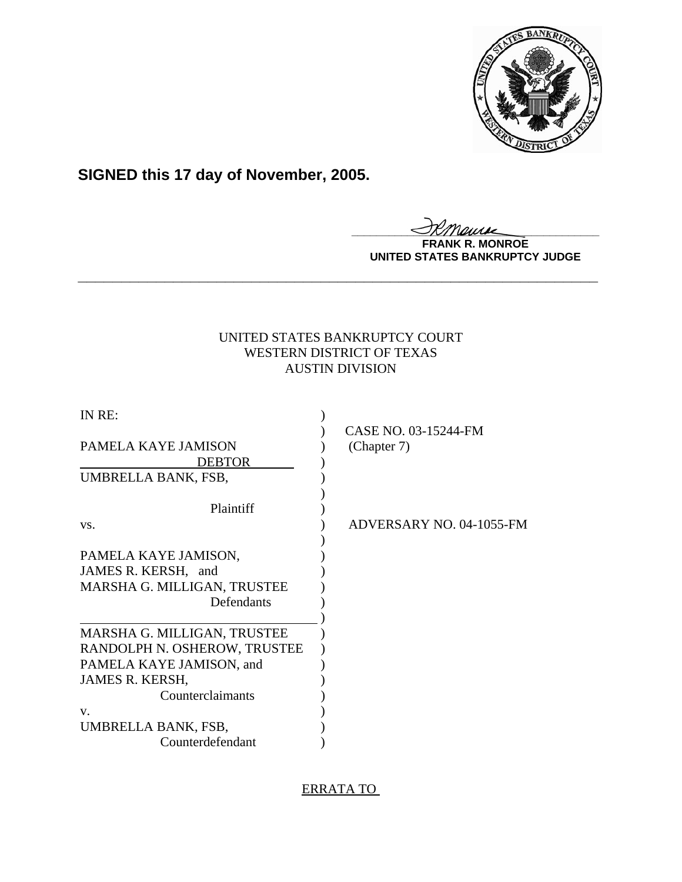**SIGNED this 17 day of November, 2005.**

**FRANK R. MONROE**
**UNITED STATES BANKRUPTCY JUDGE**

---

UNITED STATES BANKRUPTCY COURT
WESTERN DISTRICT OF TEXAS
AUSTIN DIVISION

| | | |
|---|---|---|
| IN RE: | ) | |
| | ) | CASE NO. 03-15244-FM |
| PAMELA KAYE JAMISON | ) | (Chapter 7) |
| DEBTOR | ) | |
| UMBRELLA BANK, FSB, | ) | |
| | ) | |
| Plaintiff | ) | |
| vs. | ) | ADVERSARY NO. 04-1055-FM |
| | ) | |
| PAMELA KAYE JAMISON, | ) | |
| JAMES R. KERSH, and | ) | |
| MARSHA G. MILLIGAN, TRUSTEE | ) | |
| Defendants | ) | |
| | ) | |
| MARSHA G. MILLIGAN, TRUSTEE | ) | |
| RANDOLPH N. OSHEROW, TRUSTEE | ) | |
| PAMELA KAYE JAMISON, and | ) | |
| JAMES R. KERSH, | ) | |
| Counterclaimants | ) | |
| v. | ) | |
| UMBRELLA BANK, FSB, | ) | |
| Counterdefendant | ) | |

ERRATA TO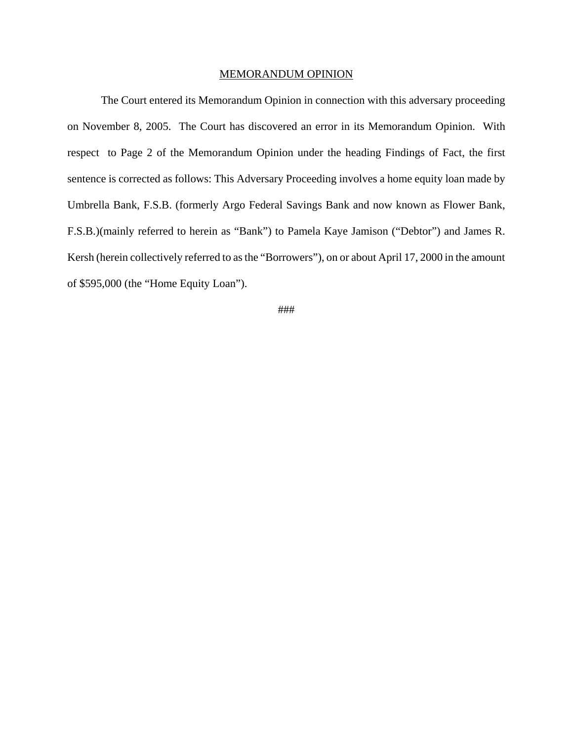<u>MEMORANDUM OPINION</u>

The Court entered its Memorandum Opinion in connection with this adversary proceeding on November 8, 2005. The Court has discovered an error in its Memorandum Opinion. With respect to Page 2 of the Memorandum Opinion under the heading Findings of Fact, the first sentence is corrected as follows: This Adversary Proceeding involves a home equity loan made by Umbrella Bank, F.S.B. (formerly Argo Federal Savings Bank and now known as Flower Bank, F.S.B.)(mainly referred to herein as "Bank") to Pamela Kaye Jamison ("Debtor") and James R. Kersh (herein collectively referred to as the "Borrowers"), on or about April 17, 2000 in the amount of $595,000 (the "Home Equity Loan").

###